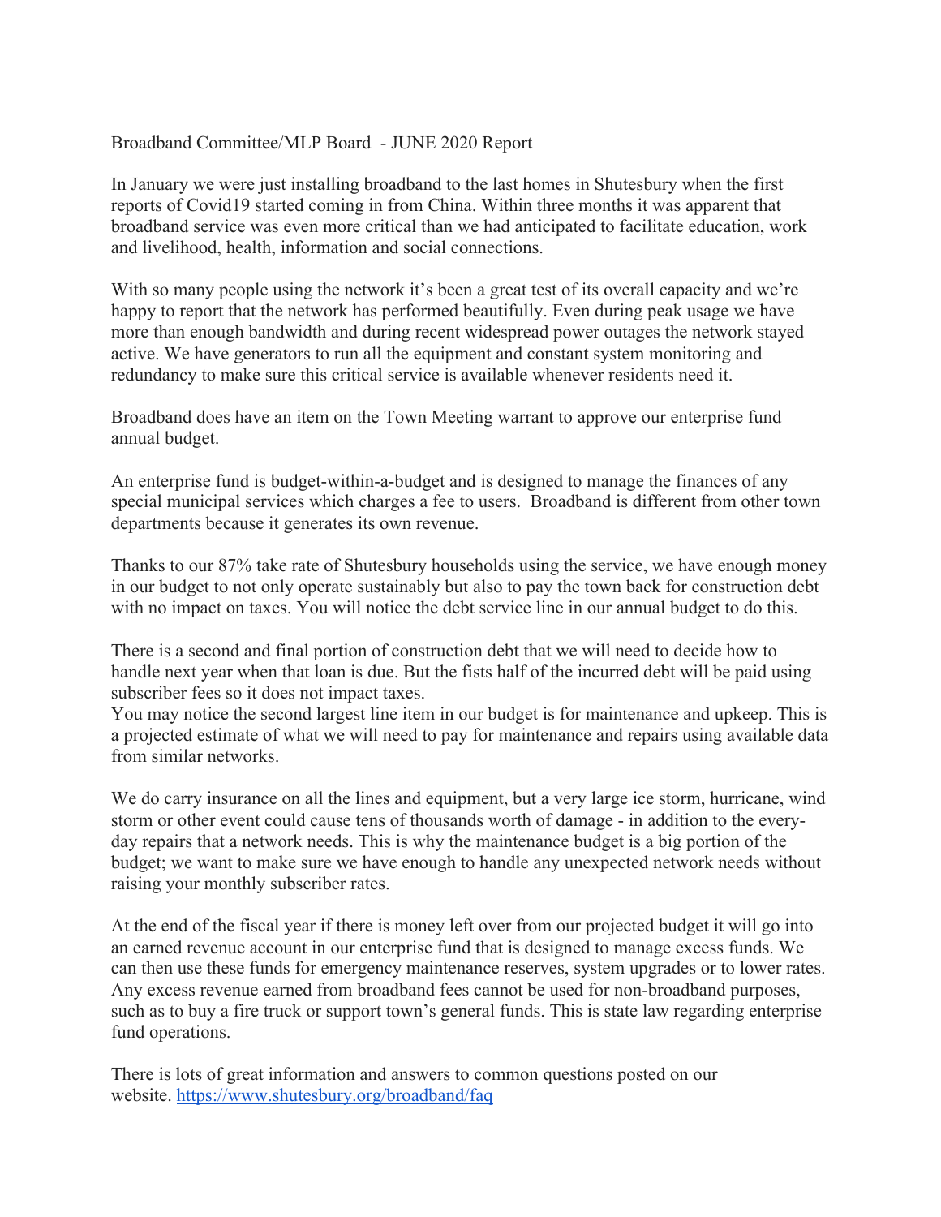Broadband Committee/MLP Board - JUNE 2020 Report

In January we were just installing broadband to the last homes in Shutesbury when the first reports of Covid19 started coming in from China. Within three months it was apparent that broadband service was even more critical than we had anticipated to facilitate education, work and livelihood, health, information and social connections.

With so many people using the network it's been a great test of its overall capacity and we're happy to report that the network has performed beautifully. Even during peak usage we have more than enough bandwidth and during recent widespread power outages the network stayed active. We have generators to run all the equipment and constant system monitoring and redundancy to make sure this critical service is available whenever residents need it.

Broadband does have an item on the Town Meeting warrant to approve our enterprise fund annual budget.

An enterprise fund is budget-within-a-budget and is designed to manage the finances of any special municipal services which charges a fee to users. Broadband is different from other town departments because it generates its own revenue.

Thanks to our 87% take rate of Shutesbury households using the service, we have enough money in our budget to not only operate sustainably but also to pay the town back for construction debt with no impact on taxes. You will notice the debt service line in our annual budget to do this.

There is a second and final portion of construction debt that we will need to decide how to handle next year when that loan is due. But the fists half of the incurred debt will be paid using subscriber fees so it does not impact taxes.
You may notice the second largest line item in our budget is for maintenance and upkeep. This is a projected estimate of what we will need to pay for maintenance and repairs using available data from similar networks.

We do carry insurance on all the lines and equipment, but a very large ice storm, hurricane, wind storm or other event could cause tens of thousands worth of damage - in addition to the every-day repairs that a network needs. This is why the maintenance budget is a big portion of the budget; we want to make sure we have enough to handle any unexpected network needs without raising your monthly subscriber rates.

At the end of the fiscal year if there is money left over from our projected budget it will go into an earned revenue account in our enterprise fund that is designed to manage excess funds. We can then use these funds for emergency maintenance reserves, system upgrades or to lower rates. Any excess revenue earned from broadband fees cannot be used for non-broadband purposes, such as to buy a fire truck or support town's general funds. This is state law regarding enterprise fund operations.

There is lots of great information and answers to common questions posted on our website. [https://www.shutesbury.org/broadband/faq](https://www.shutesbury.org/broadband/faq)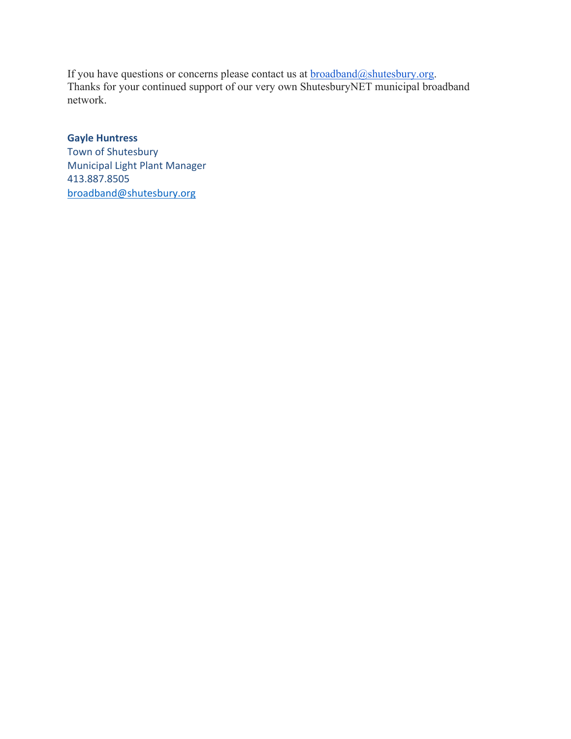If you have questions or concerns please contact us at broadband@shutesbury.org.
Thanks for your continued support of our very own ShutesburyNET municipal broadband network.

**Gayle Huntress**
Town of Shutesbury
Municipal Light Plant Manager
413.887.8505
broadband@shutesbury.org